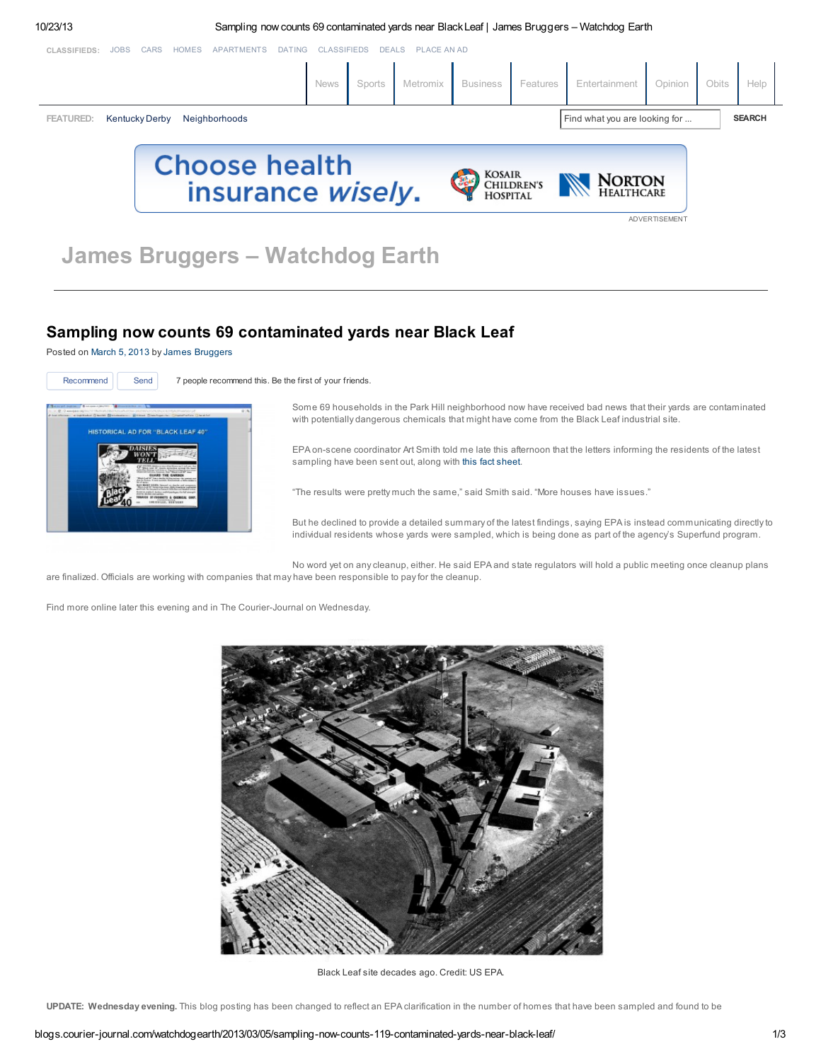# James Bruggers – Watchdog Earth

## Sampling now counts 69 contaminated yards near Black Leaf

Posted on March 5, 2013 by James Bruggers

Recommend | Send | 7 people recommend this. Be the first of your friends.

Some 69 households in the Park Hill neighborhood now have received bad news that their yards are contaminated with potentially dangerous chemicals that might have come from the Black Leaf industrial site.

EPA on-scene coordinator Art Smith told me late this afternoon that the letters informing the residents of the latest sampling have been sent out, along with this fact sheet.

"The results were pretty much the same," said Smith said. "More houses have issues."

But he declined to provide a detailed summary of the latest findings, saying EPA is instead communicating directly to individual residents whose yards were sampled, which is being done as part of the agency's Superfund program.

No word yet on any cleanup, either. He said EPA and state regulators will hold a public meeting once cleanup plans are finalized. Officials are working with companies that may have been responsible to pay for the cleanup.

Find more online later this evening and in The Courier-Journal on Wednesday.

Black Leaf site decades ago. Credit: US EPA.

**UPDATE: Wednesday evening.** This blog posting has been changed to reflect an EPA clarification in the number of homes that have been sampled and found to be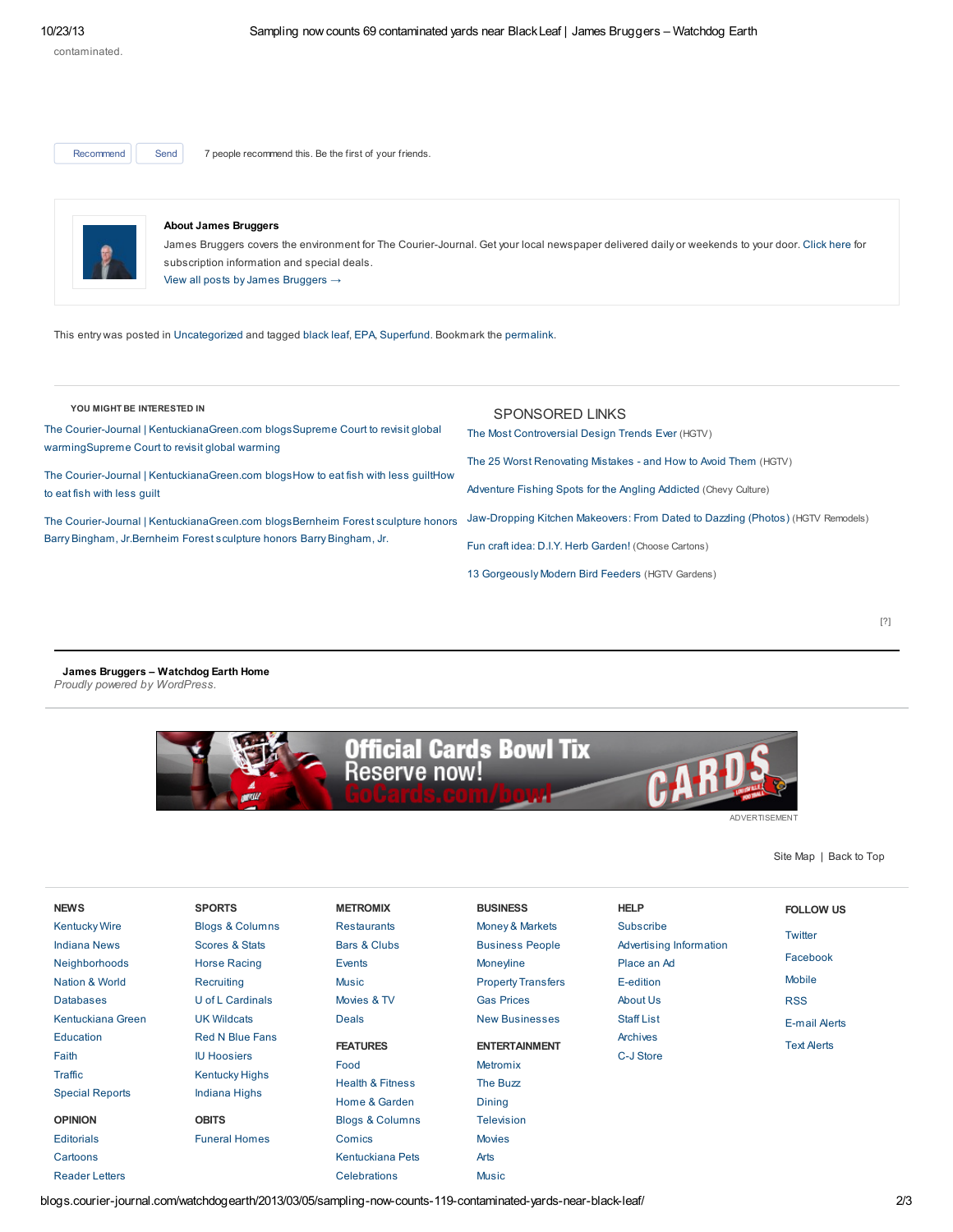contaminated.

Recommend Send 7 people recommend this. Be the first of your friends.

**About James Bruggers**

James Bruggers covers the environment for The Courier-Journal. Get your local newspaper delivered daily or weekends to your door. Click here for subscription information and special deals.

View all posts by James Bruggers →

This entry was posted in Uncategorized and tagged black leaf, EPA, Superfund. Bookmark the permalink.

**YOU MIGHT BE INTERESTED IN**

The Courier-Journal | KentuckianaGreen.com blogsSupreme Court to revisit global warmingSupreme Court to revisit global warming

The Courier-Journal | KentuckianaGreen.com blogsHow to eat fish with less guiltHow to eat fish with less guilt

The Courier-Journal | KentuckianaGreen.com blogsBernheim Forest sculpture honors Barry Bingham, Jr.Bernheim Forest sculpture honors Barry Bingham, Jr.

SPONSORED LINKS

The Most Controversial Design Trends Ever (HGTV)

The 25 Worst Renovating Mistakes - and How to Avoid Them (HGTV)

Adventure Fishing Spots for the Angling Addicted (Chevy Culture)

Jaw-Dropping Kitchen Makeovers: From Dated to Dazzling (Photos) (HGTV Remodels)

Fun craft idea: D.I.Y. Herb Garden! (Choose Cartons)

13 Gorgeously Modern Bird Feeders (HGTV Gardens)

[?]

**James Bruggers – Watchdog Earth Home**

*Proudly powered by WordPress.*

Official Cards Bowl Tix Reserve now! GoCards.com/bowl

ADVERTISEMENT

Site Map | Back to Top

**NEWS**
Kentucky Wire
Indiana News
Neighborhoods
Nation & World
Databases
Kentuckiana Green
Education
Faith
Traffic
Special Reports

**OPINION**
Editorials
Cartoons
Reader Letters

**SPORTS**
Blogs & Columns
Scores & Stats
Horse Racing
Recruiting
U of L Cardinals
UK Wildcats
Red N Blue Fans
IU Hoosiers
Kentucky Highs
Indiana Highs

**OBITS**
Funeral Homes

**METROMIX**
Restaurants
Bars & Clubs
Events
Music
Movies & TV
Deals

**FEATURES**
Food
Health & Fitness
Home & Garden
Blogs & Columns
Comics
Kentuckiana Pets
Celebrations

**BUSINESS**
Money & Markets
Business People
Moneyline
Property Transfers
Gas Prices
New Businesses

**ENTERTAINMENT**
Metromix
The Buzz
Dining
Television
Movies
Arts
Music

**HELP**
Subscribe
Advertising Information
Place an Ad
E-edition
About Us
Staff List
Archives
C-J Store

**FOLLOW US**
Twitter
Facebook
Mobile
RSS
E-mail Alerts
Text Alerts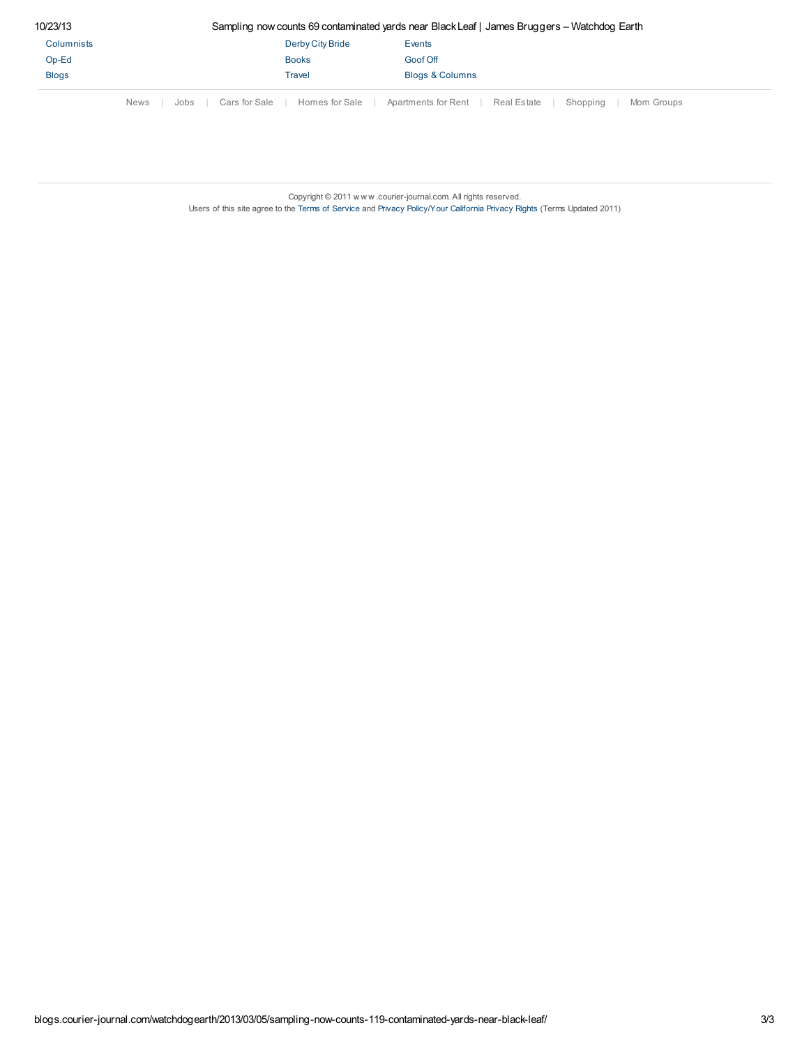| | | |
|---|---|---|
| Columnists | Derby City Bride | Events |
| Op-Ed | Books | Goof Off |
| Blogs | Travel | Blogs & Columns |

News | Jobs | Cars for Sale | Homes for Sale | Apartments for Rent | Real Estate | Shopping | Mom Groups

Copyright © 2011 w w w .courier-journal.com. All rights reserved.
Users of this site agree to the Terms of Service and Privacy Policy/Your California Privacy Rights (Terms Updated 2011)